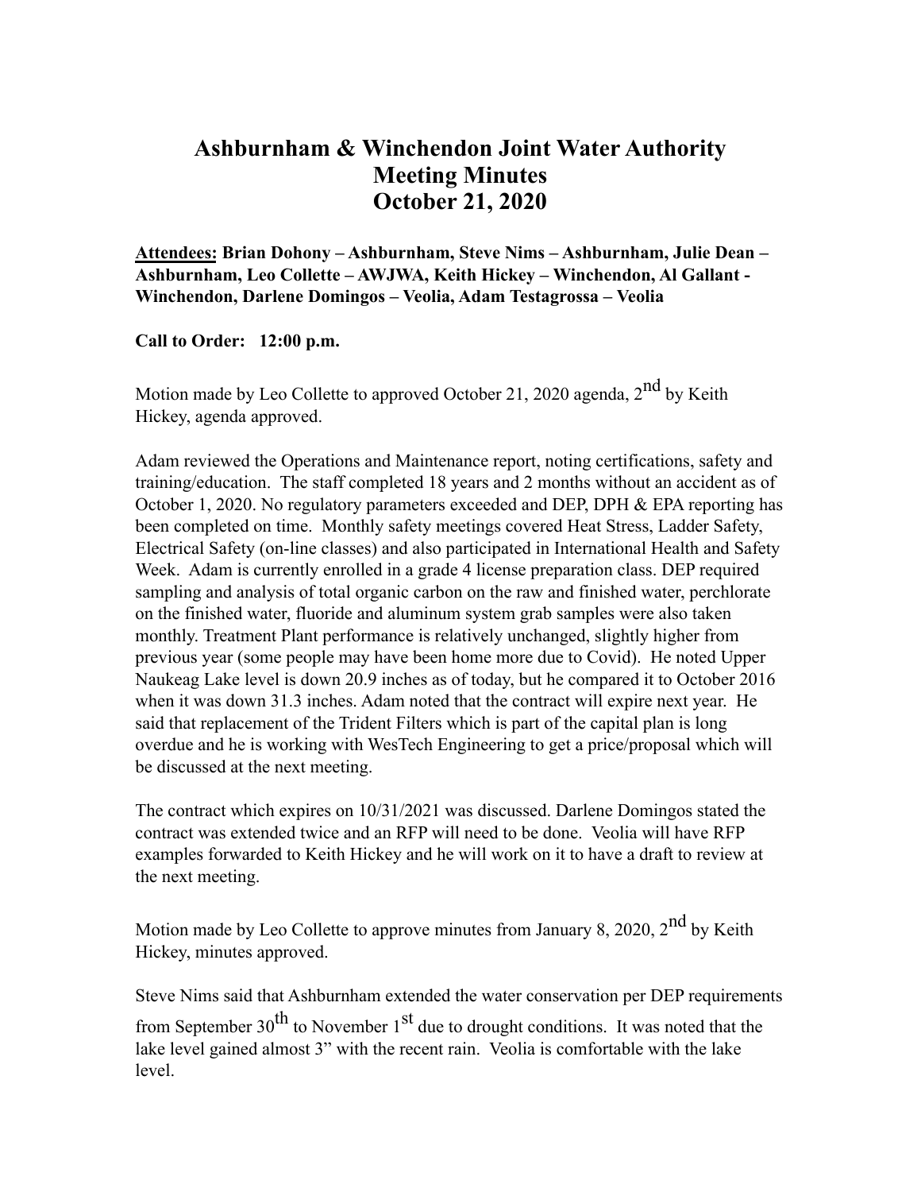# Ashburnham & Winchendon Joint Water Authority
# Meeting Minutes
# October 21, 2020

**Attendees: Brian Dohony – Ashburnham, Steve Nims – Ashburnham, Julie Dean – Ashburnham, Leo Collette – AWJWA, Keith Hickey – Winchendon, Al Gallant - Winchendon, Darlene Domingos – Veolia, Adam Testagrossa – Veolia**

**Call to Order: 12:00 p.m.**

Motion made by Leo Collette to approved October 21, 2020 agenda, 2nd by Keith Hickey, agenda approved.

Adam reviewed the Operations and Maintenance report, noting certifications, safety and training/education. The staff completed 18 years and 2 months without an accident as of October 1, 2020. No regulatory parameters exceeded and DEP, DPH & EPA reporting has been completed on time. Monthly safety meetings covered Heat Stress, Ladder Safety, Electrical Safety (on-line classes) and also participated in International Health and Safety Week. Adam is currently enrolled in a grade 4 license preparation class. DEP required sampling and analysis of total organic carbon on the raw and finished water, perchlorate on the finished water, fluoride and aluminum system grab samples were also taken monthly. Treatment Plant performance is relatively unchanged, slightly higher from previous year (some people may have been home more due to Covid). He noted Upper Naukeag Lake level is down 20.9 inches as of today, but he compared it to October 2016 when it was down 31.3 inches. Adam noted that the contract will expire next year. He said that replacement of the Trident Filters which is part of the capital plan is long overdue and he is working with WesTech Engineering to get a price/proposal which will be discussed at the next meeting.

The contract which expires on 10/31/2021 was discussed. Darlene Domingos stated the contract was extended twice and an RFP will need to be done. Veolia will have RFP examples forwarded to Keith Hickey and he will work on it to have a draft to review at the next meeting.

Motion made by Leo Collette to approve minutes from January 8, 2020, 2nd by Keith Hickey, minutes approved.

Steve Nims said that Ashburnham extended the water conservation per DEP requirements from September 30th to November 1st due to drought conditions. It was noted that the lake level gained almost 3" with the recent rain. Veolia is comfortable with the lake level.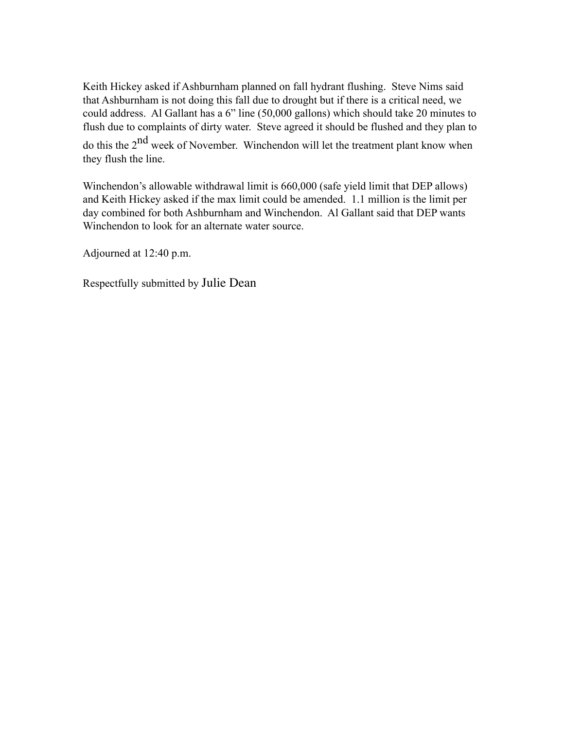Keith Hickey asked if Ashburnham planned on fall hydrant flushing. Steve Nims said that Ashburnham is not doing this fall due to drought but if there is a critical need, we could address. Al Gallant has a 6” line (50,000 gallons) which should take 20 minutes to flush due to complaints of dirty water. Steve agreed it should be flushed and they plan to do this the 2nd week of November. Winchendon will let the treatment plant know when they flush the line.

Winchendon’s allowable withdrawal limit is 660,000 (safe yield limit that DEP allows) and Keith Hickey asked if the max limit could be amended. 1.1 million is the limit per day combined for both Ashburnham and Winchendon. Al Gallant said that DEP wants Winchendon to look for an alternate water source.

Adjourned at 12:40 p.m.

Respectfully submitted by Julie Dean